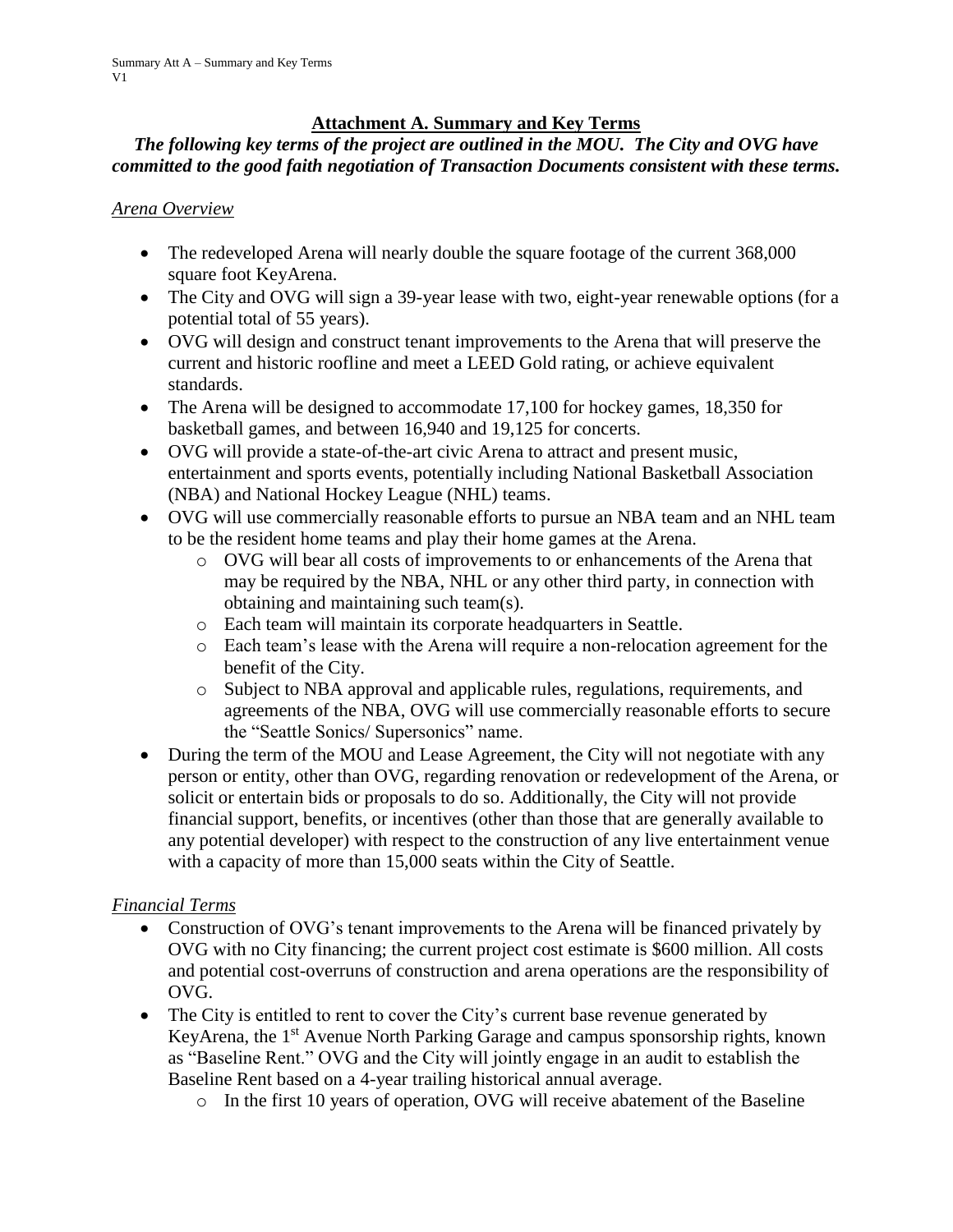## Attachment A. Summary and Key Terms

***The following key terms of the project are outlined in the MOU. The City and OVG have committed to the good faith negotiation of Transaction Documents consistent with these terms.***

*Arena Overview*

- The redeveloped Arena will nearly double the square footage of the current 368,000 square foot KeyArena.
- The City and OVG will sign a 39-year lease with two, eight-year renewable options (for a potential total of 55 years).
- OVG will design and construct tenant improvements to the Arena that will preserve the current and historic roofline and meet a LEED Gold rating, or achieve equivalent standards.
- The Arena will be designed to accommodate 17,100 for hockey games, 18,350 for basketball games, and between 16,940 and 19,125 for concerts.
- OVG will provide a state-of-the-art civic Arena to attract and present music, entertainment and sports events, potentially including National Basketball Association (NBA) and National Hockey League (NHL) teams.
- OVG will use commercially reasonable efforts to pursue an NBA team and an NHL team to be the resident home teams and play their home games at the Arena.
  - OVG will bear all costs of improvements to or enhancements of the Arena that may be required by the NBA, NHL or any other third party, in connection with obtaining and maintaining such team(s).
  - Each team will maintain its corporate headquarters in Seattle.
  - Each team's lease with the Arena will require a non-relocation agreement for the benefit of the City.
  - Subject to NBA approval and applicable rules, regulations, requirements, and agreements of the NBA, OVG will use commercially reasonable efforts to secure the "Seattle Sonics/ Supersonics" name.
- During the term of the MOU and Lease Agreement, the City will not negotiate with any person or entity, other than OVG, regarding renovation or redevelopment of the Arena, or solicit or entertain bids or proposals to do so. Additionally, the City will not provide financial support, benefits, or incentives (other than those that are generally available to any potential developer) with respect to the construction of any live entertainment venue with a capacity of more than 15,000 seats within the City of Seattle.

*Financial Terms*

- Construction of OVG's tenant improvements to the Arena will be financed privately by OVG with no City financing; the current project cost estimate is $600 million. All costs and potential cost-overruns of construction and arena operations are the responsibility of OVG.
- The City is entitled to rent to cover the City's current base revenue generated by KeyArena, the 1st Avenue North Parking Garage and campus sponsorship rights, known as "Baseline Rent." OVG and the City will jointly engage in an audit to establish the Baseline Rent based on a 4-year trailing historical annual average.
  - In the first 10 years of operation, OVG will receive abatement of the Baseline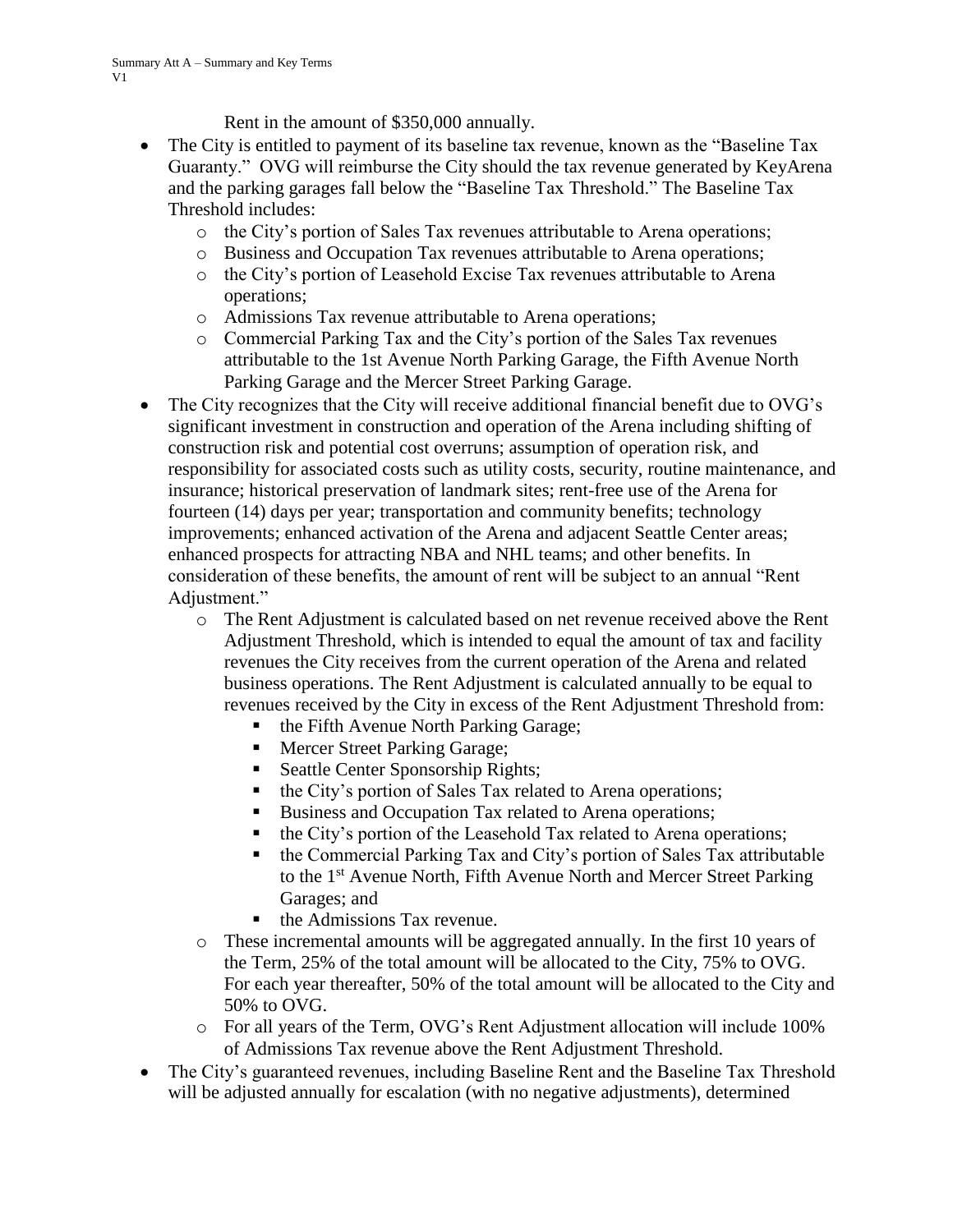Rent in the amount of $350,000 annually.

- The City is entitled to payment of its baseline tax revenue, known as the "Baseline Tax Guaranty." OVG will reimburse the City should the tax revenue generated by KeyArena and the parking garages fall below the "Baseline Tax Threshold." The Baseline Tax Threshold includes:
  - the City's portion of Sales Tax revenues attributable to Arena operations;
  - Business and Occupation Tax revenues attributable to Arena operations;
  - the City's portion of Leasehold Excise Tax revenues attributable to Arena operations;
  - Admissions Tax revenue attributable to Arena operations;
  - Commercial Parking Tax and the City's portion of the Sales Tax revenues attributable to the 1st Avenue North Parking Garage, the Fifth Avenue North Parking Garage and the Mercer Street Parking Garage.
- The City recognizes that the City will receive additional financial benefit due to OVG's significant investment in construction and operation of the Arena including shifting of construction risk and potential cost overruns; assumption of operation risk, and responsibility for associated costs such as utility costs, security, routine maintenance, and insurance; historical preservation of landmark sites; rent-free use of the Arena for fourteen (14) days per year; transportation and community benefits; technology improvements; enhanced activation of the Arena and adjacent Seattle Center areas; enhanced prospects for attracting NBA and NHL teams; and other benefits. In consideration of these benefits, the amount of rent will be subject to an annual "Rent Adjustment."
  - The Rent Adjustment is calculated based on net revenue received above the Rent Adjustment Threshold, which is intended to equal the amount of tax and facility revenues the City receives from the current operation of the Arena and related business operations. The Rent Adjustment is calculated annually to be equal to revenues received by the City in excess of the Rent Adjustment Threshold from:
    - the Fifth Avenue North Parking Garage;
    - Mercer Street Parking Garage;
    - Seattle Center Sponsorship Rights;
    - the City's portion of Sales Tax related to Arena operations;
    - Business and Occupation Tax related to Arena operations;
    - the City's portion of the Leasehold Tax related to Arena operations;
    - the Commercial Parking Tax and City's portion of Sales Tax attributable to the 1st Avenue North, Fifth Avenue North and Mercer Street Parking Garages; and
    - the Admissions Tax revenue.
  - These incremental amounts will be aggregated annually. In the first 10 years of the Term, 25% of the total amount will be allocated to the City, 75% to OVG. For each year thereafter, 50% of the total amount will be allocated to the City and 50% to OVG.
  - For all years of the Term, OVG's Rent Adjustment allocation will include 100% of Admissions Tax revenue above the Rent Adjustment Threshold.
- The City's guaranteed revenues, including Baseline Rent and the Baseline Tax Threshold will be adjusted annually for escalation (with no negative adjustments), determined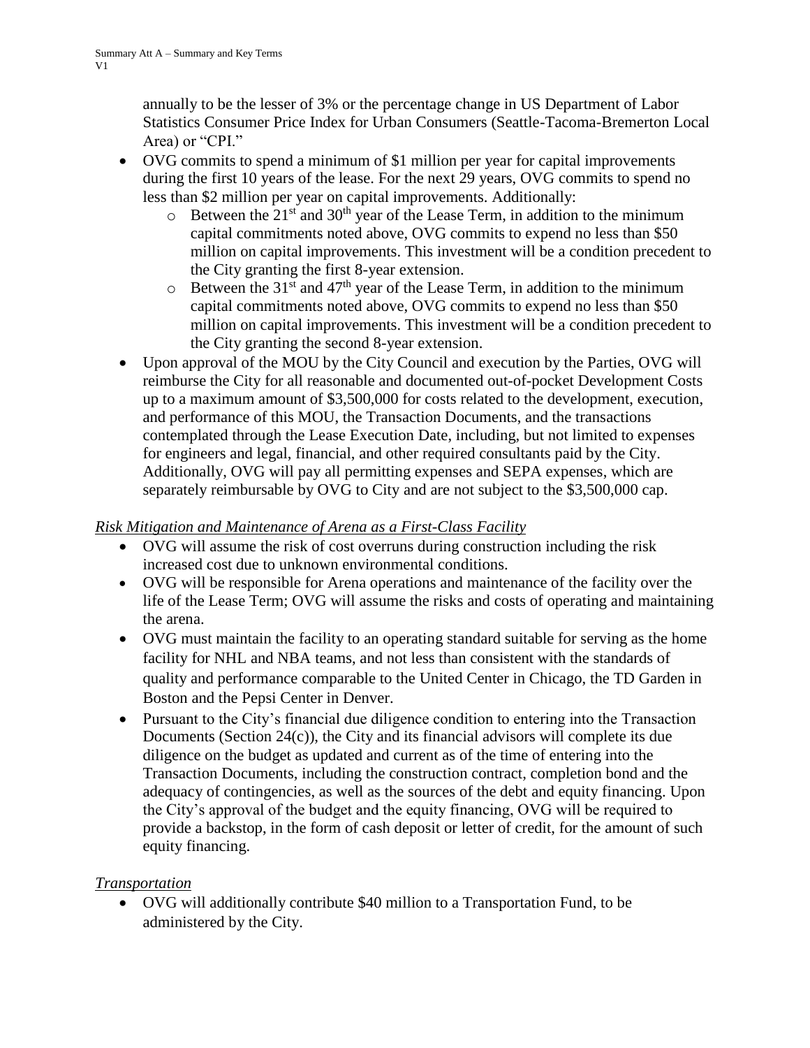annually to be the lesser of 3% or the percentage change in US Department of Labor Statistics Consumer Price Index for Urban Consumers (Seattle-Tacoma-Bremerton Local Area) or "CPI."

- OVG commits to spend a minimum of $1 million per year for capital improvements during the first 10 years of the lease. For the next 29 years, OVG commits to spend no less than $2 million per year on capital improvements. Additionally:
  - Between the 21st and 30th year of the Lease Term, in addition to the minimum capital commitments noted above, OVG commits to expend no less than $50 million on capital improvements. This investment will be a condition precedent to the City granting the first 8-year extension.
  - Between the 31st and 47th year of the Lease Term, in addition to the minimum capital commitments noted above, OVG commits to expend no less than $50 million on capital improvements. This investment will be a condition precedent to the City granting the second 8-year extension.
- Upon approval of the MOU by the City Council and execution by the Parties, OVG will reimburse the City for all reasonable and documented out-of-pocket Development Costs up to a maximum amount of $3,500,000 for costs related to the development, execution, and performance of this MOU, the Transaction Documents, and the transactions contemplated through the Lease Execution Date, including, but not limited to expenses for engineers and legal, financial, and other required consultants paid by the City. Additionally, OVG will pay all permitting expenses and SEPA expenses, which are separately reimbursable by OVG to City and are not subject to the $3,500,000 cap.

*Risk Mitigation and Maintenance of Arena as a First-Class Facility*

- OVG will assume the risk of cost overruns during construction including the risk increased cost due to unknown environmental conditions.
- OVG will be responsible for Arena operations and maintenance of the facility over the life of the Lease Term; OVG will assume the risks and costs of operating and maintaining the arena.
- OVG must maintain the facility to an operating standard suitable for serving as the home facility for NHL and NBA teams, and not less than consistent with the standards of quality and performance comparable to the United Center in Chicago, the TD Garden in Boston and the Pepsi Center in Denver.
- Pursuant to the City's financial due diligence condition to entering into the Transaction Documents (Section 24(c)), the City and its financial advisors will complete its due diligence on the budget as updated and current as of the time of entering into the Transaction Documents, including the construction contract, completion bond and the adequacy of contingencies, as well as the sources of the debt and equity financing. Upon the City's approval of the budget and the equity financing, OVG will be required to provide a backstop, in the form of cash deposit or letter of credit, for the amount of such equity financing.

*Transportation*

- OVG will additionally contribute $40 million to a Transportation Fund, to be administered by the City.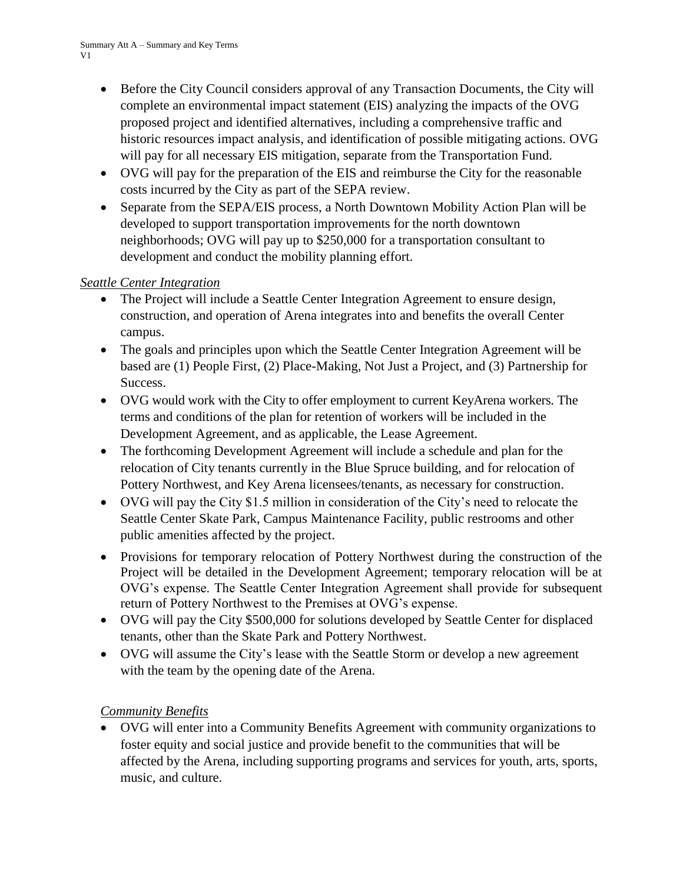- Before the City Council considers approval of any Transaction Documents, the City will complete an environmental impact statement (EIS) analyzing the impacts of the OVG proposed project and identified alternatives, including a comprehensive traffic and historic resources impact analysis, and identification of possible mitigating actions. OVG will pay for all necessary EIS mitigation, separate from the Transportation Fund.
- OVG will pay for the preparation of the EIS and reimburse the City for the reasonable costs incurred by the City as part of the SEPA review.
- Separate from the SEPA/EIS process, a North Downtown Mobility Action Plan will be developed to support transportation improvements for the north downtown neighborhoods; OVG will pay up to $250,000 for a transportation consultant to development and conduct the mobility planning effort.

*Seattle Center Integration*

- The Project will include a Seattle Center Integration Agreement to ensure design, construction, and operation of Arena integrates into and benefits the overall Center campus.
- The goals and principles upon which the Seattle Center Integration Agreement will be based are (1) People First, (2) Place-Making, Not Just a Project, and (3) Partnership for Success.
- OVG would work with the City to offer employment to current KeyArena workers. The terms and conditions of the plan for retention of workers will be included in the Development Agreement, and as applicable, the Lease Agreement.
- The forthcoming Development Agreement will include a schedule and plan for the relocation of City tenants currently in the Blue Spruce building, and for relocation of Pottery Northwest, and Key Arena licensees/tenants, as necessary for construction.
- OVG will pay the City $1.5 million in consideration of the City's need to relocate the Seattle Center Skate Park, Campus Maintenance Facility, public restrooms and other public amenities affected by the project.
- Provisions for temporary relocation of Pottery Northwest during the construction of the Project will be detailed in the Development Agreement; temporary relocation will be at OVG's expense. The Seattle Center Integration Agreement shall provide for subsequent return of Pottery Northwest to the Premises at OVG's expense.
- OVG will pay the City $500,000 for solutions developed by Seattle Center for displaced tenants, other than the Skate Park and Pottery Northwest.
- OVG will assume the City's lease with the Seattle Storm or develop a new agreement with the team by the opening date of the Arena.

*Community Benefits*

- OVG will enter into a Community Benefits Agreement with community organizations to foster equity and social justice and provide benefit to the communities that will be affected by the Arena, including supporting programs and services for youth, arts, sports, music, and culture.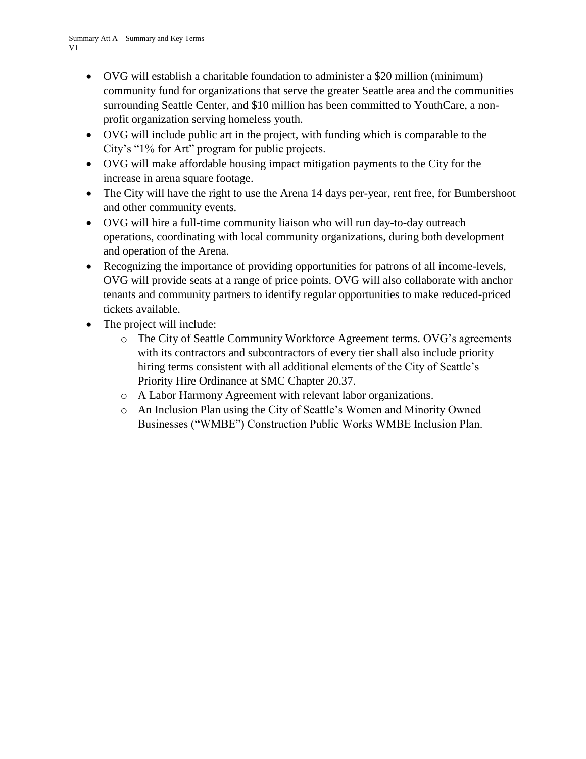- OVG will establish a charitable foundation to administer a $20 million (minimum) community fund for organizations that serve the greater Seattle area and the communities surrounding Seattle Center, and $10 million has been committed to YouthCare, a non-profit organization serving homeless youth.
- OVG will include public art in the project, with funding which is comparable to the City's "1% for Art" program for public projects.
- OVG will make affordable housing impact mitigation payments to the City for the increase in arena square footage.
- The City will have the right to use the Arena 14 days per-year, rent free, for Bumbershoot and other community events.
- OVG will hire a full-time community liaison who will run day-to-day outreach operations, coordinating with local community organizations, during both development and operation of the Arena.
- Recognizing the importance of providing opportunities for patrons of all income-levels, OVG will provide seats at a range of price points. OVG will also collaborate with anchor tenants and community partners to identify regular opportunities to make reduced-priced tickets available.
- The project will include:
    - The City of Seattle Community Workforce Agreement terms. OVG's agreements with its contractors and subcontractors of every tier shall also include priority hiring terms consistent with all additional elements of the City of Seattle's Priority Hire Ordinance at SMC Chapter 20.37.
    - A Labor Harmony Agreement with relevant labor organizations.
    - An Inclusion Plan using the City of Seattle's Women and Minority Owned Businesses ("WMBE") Construction Public Works WMBE Inclusion Plan.